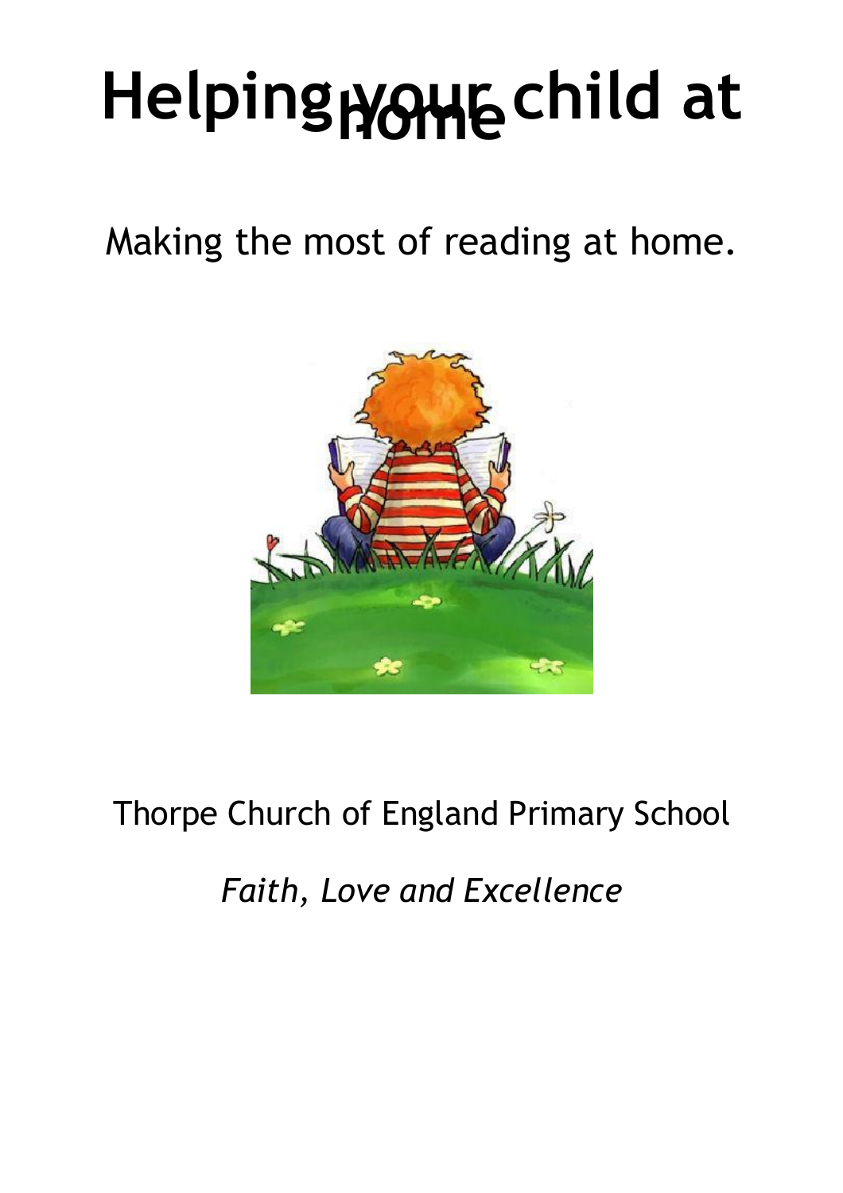# Helping your child at home

Making the most of reading at home.

Thorpe Church of England Primary School

*Faith, Love and Excellence*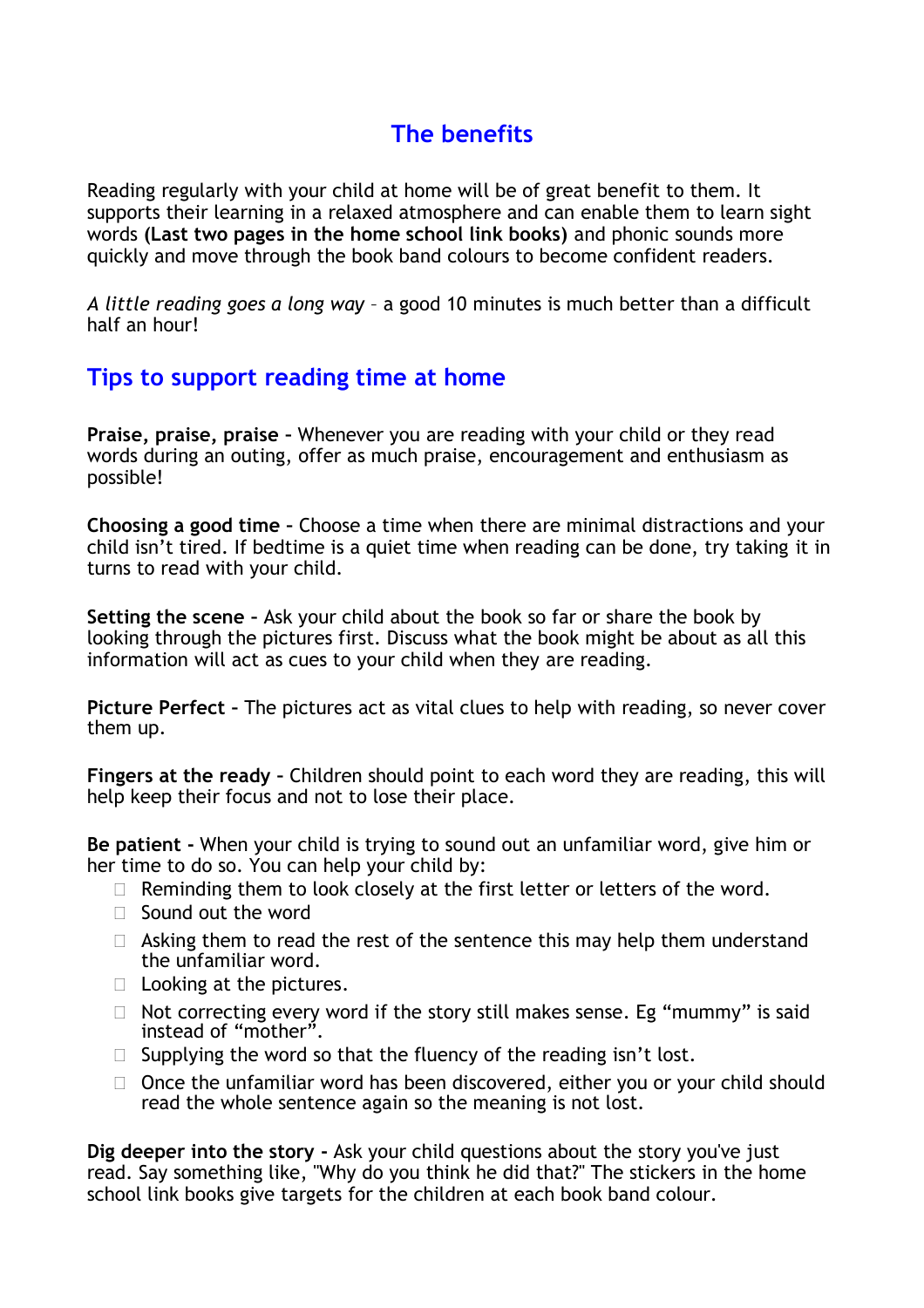## The benefits

Reading regularly with your child at home will be of great benefit to them. It supports their learning in a relaxed atmosphere and can enable them to learn sight words **(Last two pages in the home school link books)** and phonic sounds more quickly and move through the book band colours to become confident readers.

*A little reading goes a long way* – a good 10 minutes is much better than a difficult half an hour!

## Tips to support reading time at home

**Praise, praise, praise** – Whenever you are reading with your child or they read words during an outing, offer as much praise, encouragement and enthusiasm as possible!

**Choosing a good time** – Choose a time when there are minimal distractions and your child isn't tired. If bedtime is a quiet time when reading can be done, try taking it in turns to read with your child.

**Setting the scene** – Ask your child about the book so far or share the book by looking through the pictures first. Discuss what the book might be about as all this information will act as cues to your child when they are reading.

**Picture Perfect** – The pictures act as vital clues to help with reading, so never cover them up.

**Fingers at the ready** – Children should point to each word they are reading, this will help keep their focus and not to lose their place.

**Be patient** - When your child is trying to sound out an unfamiliar word, give him or her time to do so. You can help your child by:

- Reminding them to look closely at the first letter or letters of the word.
- Sound out the word
- Asking them to read the rest of the sentence this may help them understand the unfamiliar word.
- Looking at the pictures.
- Not correcting every word if the story still makes sense. Eg "mummy" is said instead of "mother".
- Supplying the word so that the fluency of the reading isn't lost.
- Once the unfamiliar word has been discovered, either you or your child should read the whole sentence again so the meaning is not lost.

**Dig deeper into the story** - Ask your child questions about the story you've just read. Say something like, "Why do you think he did that?" The stickers in the home school link books give targets for the children at each book band colour.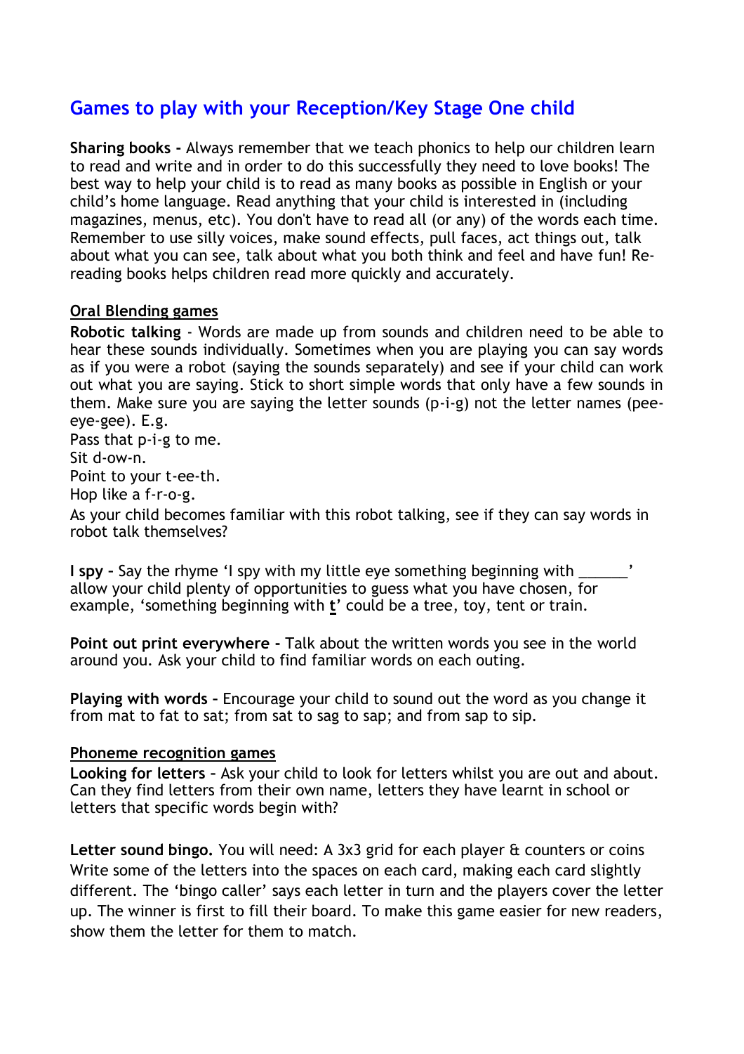## Games to play with your Reception/Key Stage One child

**Sharing books -** Always remember that we teach phonics to help our children learn to read and write and in order to do this successfully they need to love books! The best way to help your child is to read as many books as possible in English or your child's home language. Read anything that your child is interested in (including magazines, menus, etc). You don't have to read all (or any) of the words each time. Remember to use silly voices, make sound effects, pull faces, act things out, talk about what you can see, talk about what you both think and feel and have fun! Re-reading books helps children read more quickly and accurately.

**Oral Blending games**

**Robotic talking** - Words are made up from sounds and children need to be able to hear these sounds individually. Sometimes when you are playing you can say words as if you were a robot (saying the sounds separately) and see if your child can work out what you are saying. Stick to short simple words that only have a few sounds in them. Make sure you are saying the letter sounds (p-i-g) not the letter names (pee-eye-gee). E.g.

Pass that p-i-g to me.
Sit d-ow-n.
Point to your t-ee-th.
Hop like a f-r-o-g.

As your child becomes familiar with this robot talking, see if they can say words in robot talk themselves?

**I spy –** Say the rhyme 'I spy with my little eye something beginning with ______' allow your child plenty of opportunities to guess what you have chosen, for example, 'something beginning with **t**' could be a tree, toy, tent or train.

**Point out print everywhere -** Talk about the written words you see in the world around you. Ask your child to find familiar words on each outing.

**Playing with words –** Encourage your child to sound out the word as you change it from mat to fat to sat; from sat to sag to sap; and from sap to sip.

**Phoneme recognition games**

**Looking for letters –** Ask your child to look for letters whilst you are out and about. Can they find letters from their own name, letters they have learnt in school or letters that specific words begin with?

**Letter sound bingo.** You will need: A 3x3 grid for each player & counters or coins
Write some of the letters into the spaces on each card, making each card slightly different. The 'bingo caller' says each letter in turn and the players cover the letter up. The winner is first to fill their board. To make this game easier for new readers, show them the letter for them to match.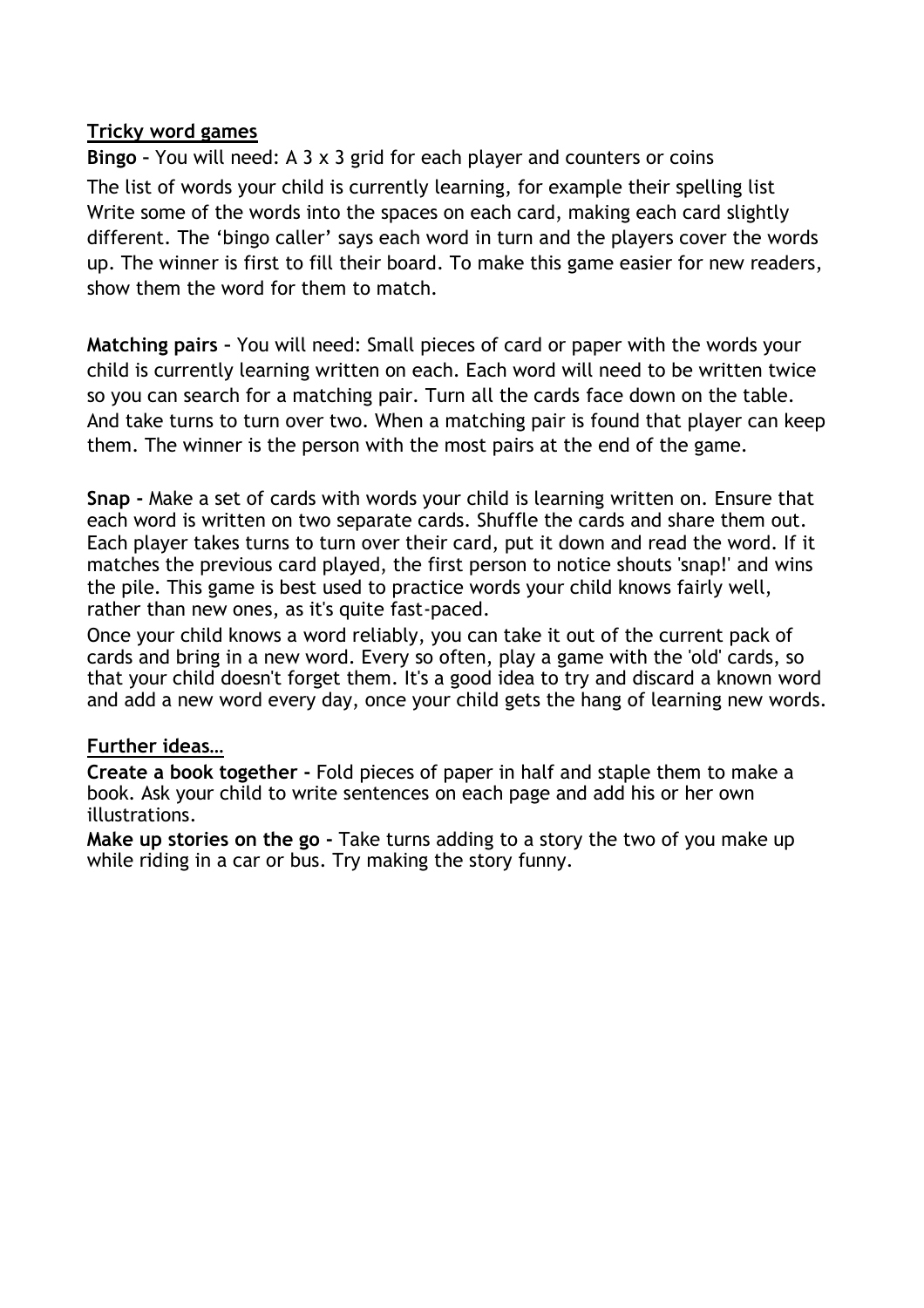## Tricky word games

**Bingo –** You will need: A 3 x 3 grid for each player and counters or coins

The list of words your child is currently learning, for example their spelling list
Write some of the words into the spaces on each card, making each card slightly different. The 'bingo caller' says each word in turn and the players cover the words up. The winner is first to fill their board. To make this game easier for new readers, show them the word for them to match.

**Matching pairs –** You will need: Small pieces of card or paper with the words your child is currently learning written on each. Each word will need to be written twice so you can search for a matching pair. Turn all the cards face down on the table. And take turns to turn over two. When a matching pair is found that player can keep them. The winner is the person with the most pairs at the end of the game.

**Snap -** Make a set of cards with words your child is learning written on. Ensure that each word is written on two separate cards. Shuffle the cards and share them out. Each player takes turns to turn over their card, put it down and read the word. If it matches the previous card played, the first person to notice shouts 'snap!' and wins the pile. This game is best used to practice words your child knows fairly well, rather than new ones, as it's quite fast-paced.

Once your child knows a word reliably, you can take it out of the current pack of cards and bring in a new word. Every so often, play a game with the 'old' cards, so that your child doesn't forget them. It's a good idea to try and discard a known word and add a new word every day, once your child gets the hang of learning new words.

## Further ideas…

**Create a book together -** Fold pieces of paper in half and staple them to make a book. Ask your child to write sentences on each page and add his or her own illustrations.

**Make up stories on the go -** Take turns adding to a story the two of you make up while riding in a car or bus. Try making the story funny.